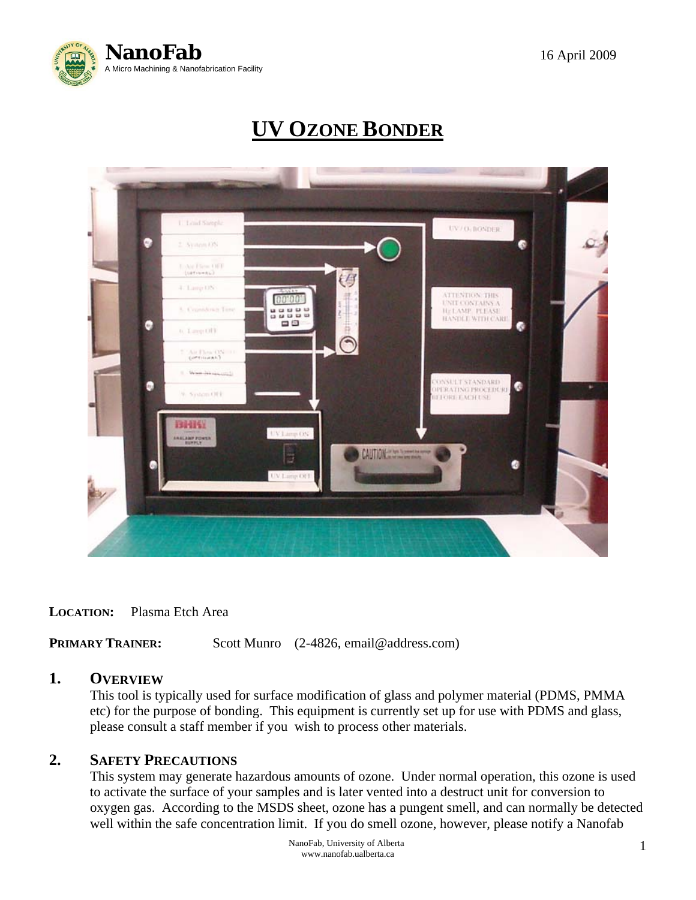NanoFab

A Micro Machining & Nanofabrication Facility

16 April 2009

# UV OZONE BONDER

**LOCATION:** Plasma Etch Area

**PRIMARY TRAINER:** Scott Munro (2-4826, email@address.com)

## 1. OVERVIEW

This tool is typically used for surface modification of glass and polymer material (PDMS, PMMA etc) for the purpose of bonding. This equipment is currently set up for use with PDMS and glass, please consult a staff member if you wish to process other materials.

## 2. SAFETY PRECAUTIONS

This system may generate hazardous amounts of ozone. Under normal operation, this ozone is used to activate the surface of your samples and is later vented into a destruct unit for conversion to oxygen gas. According to the MSDS sheet, ozone has a pungent smell, and can normally be detected well within the safe concentration limit. If you do smell ozone, however, please notify a Nanofab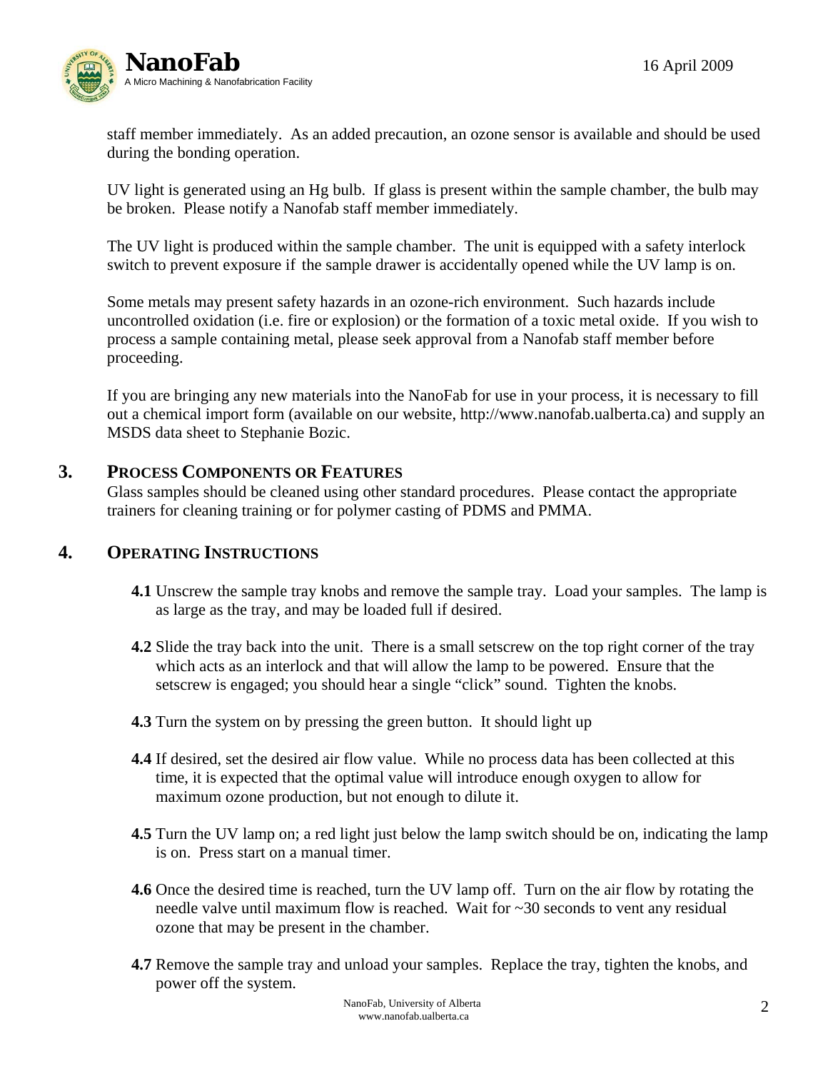staff member immediately. As an added precaution, an ozone sensor is available and should be used during the bonding operation.

UV light is generated using an Hg bulb. If glass is present within the sample chamber, the bulb may be broken. Please notify a Nanofab staff member immediately.

The UV light is produced within the sample chamber. The unit is equipped with a safety interlock switch to prevent exposure if the sample drawer is accidentally opened while the UV lamp is on.

Some metals may present safety hazards in an ozone-rich environment. Such hazards include uncontrolled oxidation (i.e. fire or explosion) or the formation of a toxic metal oxide. If you wish to process a sample containing metal, please seek approval from a Nanofab staff member before proceeding.

If you are bringing any new materials into the NanoFab for use in your process, it is necessary to fill out a chemical import form (available on our website, http://www.nanofab.ualberta.ca) and supply an MSDS data sheet to Stephanie Bozic.

## 3. Process Components or Features

Glass samples should be cleaned using other standard procedures. Please contact the appropriate trainers for cleaning training or for polymer casting of PDMS and PMMA.

## 4. Operating Instructions

**4.1** Unscrew the sample tray knobs and remove the sample tray. Load your samples. The lamp is as large as the tray, and may be loaded full if desired.

**4.2** Slide the tray back into the unit. There is a small setscrew on the top right corner of the tray which acts as an interlock and that will allow the lamp to be powered. Ensure that the setscrew is engaged; you should hear a single "click" sound. Tighten the knobs.

**4.3** Turn the system on by pressing the green button. It should light up

**4.4** If desired, set the desired air flow value. While no process data has been collected at this time, it is expected that the optimal value will introduce enough oxygen to allow for maximum ozone production, but not enough to dilute it.

**4.5** Turn the UV lamp on; a red light just below the lamp switch should be on, indicating the lamp is on. Press start on a manual timer.

**4.6** Once the desired time is reached, turn the UV lamp off. Turn on the air flow by rotating the needle valve until maximum flow is reached. Wait for ~30 seconds to vent any residual ozone that may be present in the chamber.

**4.7** Remove the sample tray and unload your samples. Replace the tray, tighten the knobs, and power off the system.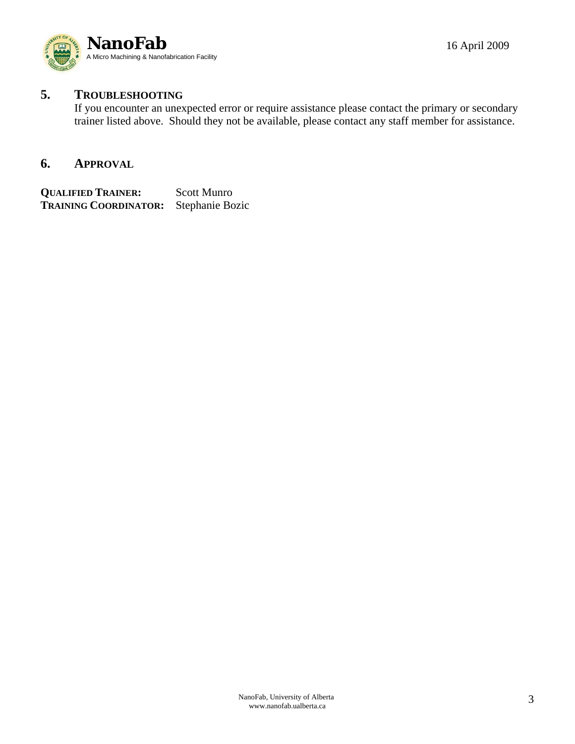## 5. TROUBLESHOOTING

If you encounter an unexpected error or require assistance please contact the primary or secondary trainer listed above. Should they not be available, please contact any staff member for assistance.

## 6. APPROVAL

**QUALIFIED TRAINER:** Scott Munro
**TRAINING COORDINATOR:** Stephanie Bozic